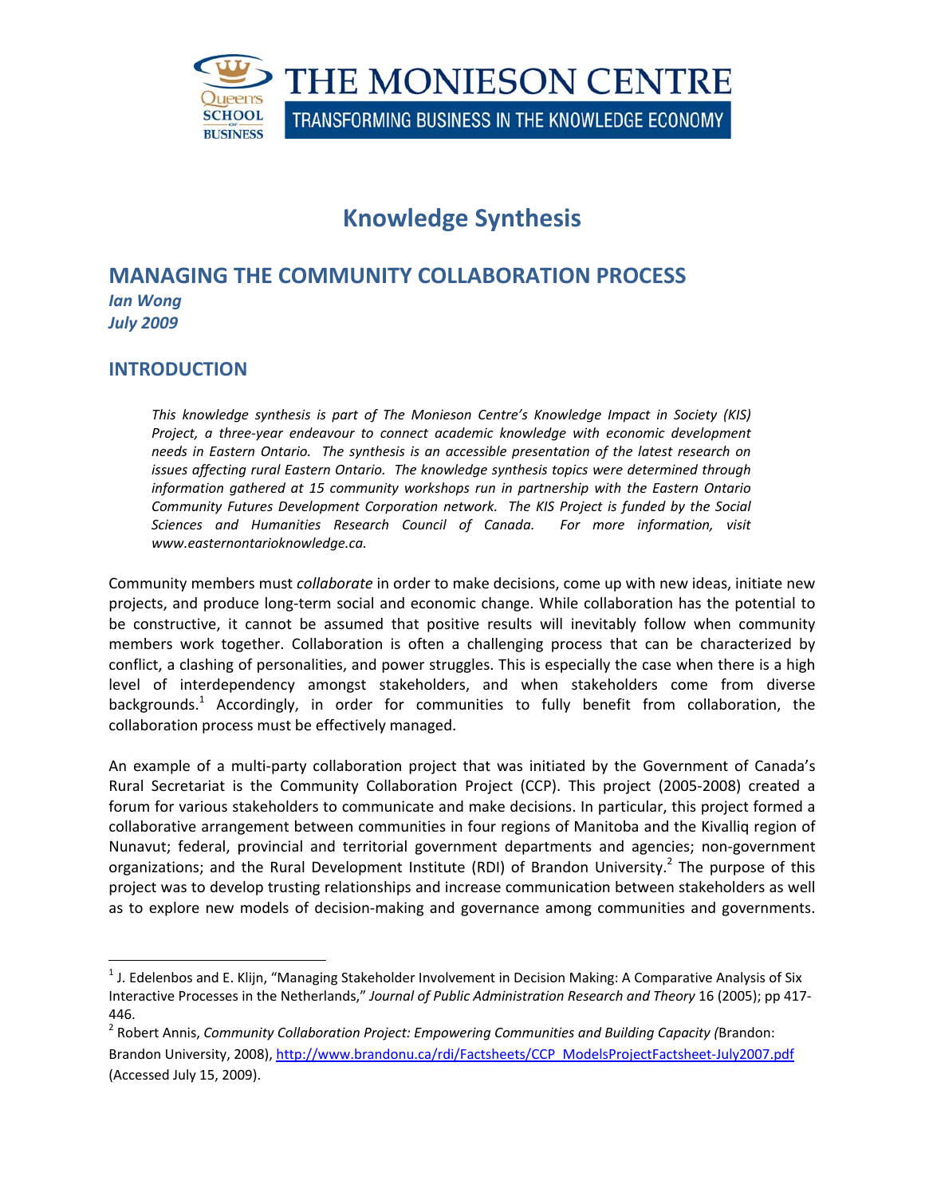# Knowledge Synthesis

## MANAGING THE COMMUNITY COLLABORATION PROCESS

*Ian Wong*
*July 2009*

## INTRODUCTION

*This knowledge synthesis is part of The Monieson Centre's Knowledge Impact in Society (KIS) Project, a three-year endeavour to connect academic knowledge with economic development needs in Eastern Ontario. The synthesis is an accessible presentation of the latest research on issues affecting rural Eastern Ontario. The knowledge synthesis topics were determined through information gathered at 15 community workshops run in partnership with the Eastern Ontario Community Futures Development Corporation network. The KIS Project is funded by the Social Sciences and Humanities Research Council of Canada. For more information, visit www.easternontarioknowledge.ca.*

Community members must *collaborate* in order to make decisions, come up with new ideas, initiate new projects, and produce long-term social and economic change. While collaboration has the potential to be constructive, it cannot be assumed that positive results will inevitably follow when community members work together. Collaboration is often a challenging process that can be characterized by conflict, a clashing of personalities, and power struggles. This is especially the case when there is a high level of interdependency amongst stakeholders, and when stakeholders come from diverse backgrounds.[1] Accordingly, in order for communities to fully benefit from collaboration, the collaboration process must be effectively managed.

An example of a multi-party collaboration project that was initiated by the Government of Canada's Rural Secretariat is the Community Collaboration Project (CCP). This project (2005-2008) created a forum for various stakeholders to communicate and make decisions. In particular, this project formed a collaborative arrangement between communities in four regions of Manitoba and the Kivalliq region of Nunavut; federal, provincial and territorial government departments and agencies; non-government organizations; and the Rural Development Institute (RDI) of Brandon University.[2] The purpose of this project was to develop trusting relationships and increase communication between stakeholders as well as to explore new models of decision-making and governance among communities and governments.

---

[1] J. Edelenbos and E. Klijn, "Managing Stakeholder Involvement in Decision Making: A Comparative Analysis of Six Interactive Processes in the Netherlands," *Journal of Public Administration Research and Theory* 16 (2005); pp 417-446.

[2] Robert Annis, *Community Collaboration Project: Empowering Communities and Building Capacity (*Brandon: Brandon University, 2008), http://www.brandonu.ca/rdi/Factsheets/CCP_ModelsProjectFactsheet-July2007.pdf (Accessed July 15, 2009).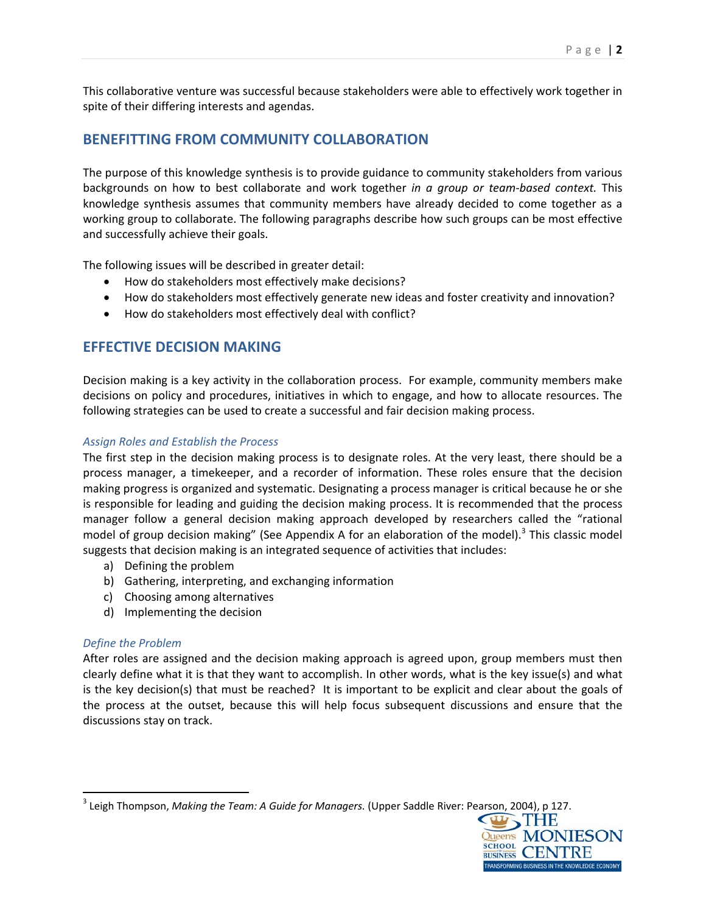This collaborative venture was successful because stakeholders were able to effectively work together in spite of their differing interests and agendas.

## BENEFITTING FROM COMMUNITY COLLABORATION

The purpose of this knowledge synthesis is to provide guidance to community stakeholders from various backgrounds on how to best collaborate and work together *in a group or team-based context.* This knowledge synthesis assumes that community members have already decided to come together as a working group to collaborate. The following paragraphs describe how such groups can be most effective and successfully achieve their goals.

The following issues will be described in greater detail:

- How do stakeholders most effectively make decisions?
- How do stakeholders most effectively generate new ideas and foster creativity and innovation?
- How do stakeholders most effectively deal with conflict?

## EFFECTIVE DECISION MAKING

Decision making is a key activity in the collaboration process. For example, community members make decisions on policy and procedures, initiatives in which to engage, and how to allocate resources. The following strategies can be used to create a successful and fair decision making process.

### *Assign Roles and Establish the Process*

The first step in the decision making process is to designate roles. At the very least, there should be a process manager, a timekeeper, and a recorder of information. These roles ensure that the decision making progress is organized and systematic. Designating a process manager is critical because he or she is responsible for leading and guiding the decision making process. It is recommended that the process manager follow a general decision making approach developed by researchers called the "rational model of group decision making" (See Appendix A for an elaboration of the model).[3] This classic model suggests that decision making is an integrated sequence of activities that includes:

a) Defining the problem
b) Gathering, interpreting, and exchanging information
c) Choosing among alternatives
d) Implementing the decision

### *Define the Problem*

After roles are assigned and the decision making approach is agreed upon, group members must then clearly define what it is that they want to accomplish. In other words, what is the key issue(s) and what is the key decision(s) that must be reached? It is important to be explicit and clear about the goals of the process at the outset, because this will help focus subsequent discussions and ensure that the discussions stay on track.

[3] Leigh Thompson, *Making the Team: A Guide for Managers.* (Upper Saddle River: Pearson, 2004), p 127.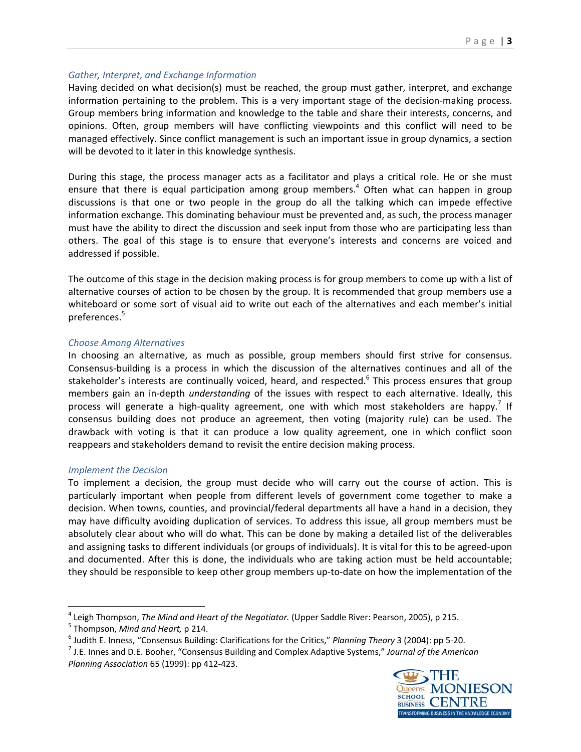### *Gather, Interpret, and Exchange Information*

Having decided on what decision(s) must be reached, the group must gather, interpret, and exchange information pertaining to the problem. This is a very important stage of the decision-making process. Group members bring information and knowledge to the table and share their interests, concerns, and opinions. Often, group members will have conflicting viewpoints and this conflict will need to be managed effectively. Since conflict management is such an important issue in group dynamics, a section will be devoted to it later in this knowledge synthesis.

During this stage, the process manager acts as a facilitator and plays a critical role. He or she must ensure that there is equal participation among group members.[4] Often what can happen in group discussions is that one or two people in the group do all the talking which can impede effective information exchange. This dominating behaviour must be prevented and, as such, the process manager must have the ability to direct the discussion and seek input from those who are participating less than others. The goal of this stage is to ensure that everyone's interests and concerns are voiced and addressed if possible.

The outcome of this stage in the decision making process is for group members to come up with a list of alternative courses of action to be chosen by the group. It is recommended that group members use a whiteboard or some sort of visual aid to write out each of the alternatives and each member's initial preferences.[5]

### *Choose Among Alternatives*

In choosing an alternative, as much as possible, group members should first strive for consensus. Consensus-building is a process in which the discussion of the alternatives continues and all of the stakeholder's interests are continually voiced, heard, and respected.[6] This process ensures that group members gain an in-depth *understanding* of the issues with respect to each alternative. Ideally, this process will generate a high-quality agreement, one with which most stakeholders are happy.[7] If consensus building does not produce an agreement, then voting (majority rule) can be used. The drawback with voting is that it can produce a low quality agreement, one in which conflict soon reappears and stakeholders demand to revisit the entire decision making process.

### *Implement the Decision*

To implement a decision, the group must decide who will carry out the course of action. This is particularly important when people from different levels of government come together to make a decision. When towns, counties, and provincial/federal departments all have a hand in a decision, they may have difficulty avoiding duplication of services. To address this issue, all group members must be absolutely clear about who will do what. This can be done by making a detailed list of the deliverables and assigning tasks to different individuals (or groups of individuals). It is vital for this to be agreed-upon and documented. After this is done, the individuals who are taking action must be held accountable; they should be responsible to keep other group members up-to-date on how the implementation of the

---

[4] Leigh Thompson, *The Mind and Heart of the Negotiator.* (Upper Saddle River: Pearson, 2005), p 215.

[5] Thompson, *Mind and Heart,* p 214.

[6] Judith E. Inness, "Consensus Building: Clarifications for the Critics," *Planning Theory* 3 (2004): pp 5-20.

[7] J.E. Innes and D.E. Booher, "Consensus Building and Complex Adaptive Systems," *Journal of the American Planning Association* 65 (1999): pp 412-423.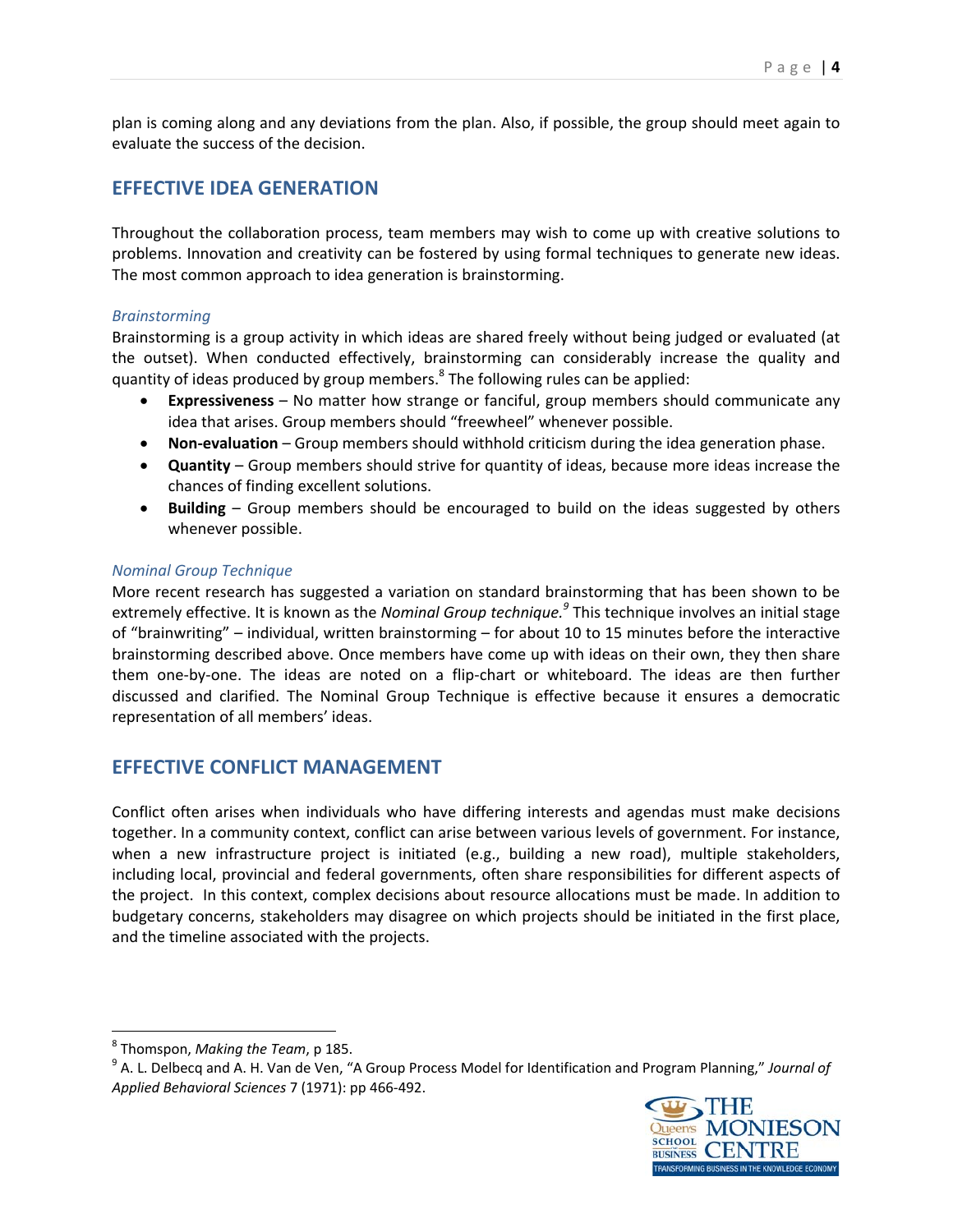plan is coming along and any deviations from the plan. Also, if possible, the group should meet again to evaluate the success of the decision.

## EFFECTIVE IDEA GENERATION

Throughout the collaboration process, team members may wish to come up with creative solutions to problems. Innovation and creativity can be fostered by using formal techniques to generate new ideas. The most common approach to idea generation is brainstorming.

### *Brainstorming*

Brainstorming is a group activity in which ideas are shared freely without being judged or evaluated (at the outset). When conducted effectively, brainstorming can considerably increase the quality and quantity of ideas produced by group members.[8] The following rules can be applied:

- **Expressiveness** – No matter how strange or fanciful, group members should communicate any idea that arises. Group members should "freewheel" whenever possible.
- **Non-evaluation** – Group members should withhold criticism during the idea generation phase.
- **Quantity** – Group members should strive for quantity of ideas, because more ideas increase the chances of finding excellent solutions.
- **Building** – Group members should be encouraged to build on the ideas suggested by others whenever possible.

### *Nominal Group Technique*

More recent research has suggested a variation on standard brainstorming that has been shown to be extremely effective. It is known as the *Nominal Group technique.*[9] This technique involves an initial stage of "brainwriting" – individual, written brainstorming – for about 10 to 15 minutes before the interactive brainstorming described above. Once members have come up with ideas on their own, they then share them one-by-one. The ideas are noted on a flip-chart or whiteboard. The ideas are then further discussed and clarified. The Nominal Group Technique is effective because it ensures a democratic representation of all members' ideas.

## EFFECTIVE CONFLICT MANAGEMENT

Conflict often arises when individuals who have differing interests and agendas must make decisions together. In a community context, conflict can arise between various levels of government. For instance, when a new infrastructure project is initiated (e.g., building a new road), multiple stakeholders, including local, provincial and federal governments, often share responsibilities for different aspects of the project. In this context, complex decisions about resource allocations must be made. In addition to budgetary concerns, stakeholders may disagree on which projects should be initiated in the first place, and the timeline associated with the projects.

---

[8] Thomspon, *Making the Team*, p 185.

[9] A. L. Delbecq and A. H. Van de Ven, "A Group Process Model for Identification and Program Planning," *Journal of Applied Behavioral Sciences* 7 (1971): pp 466-492.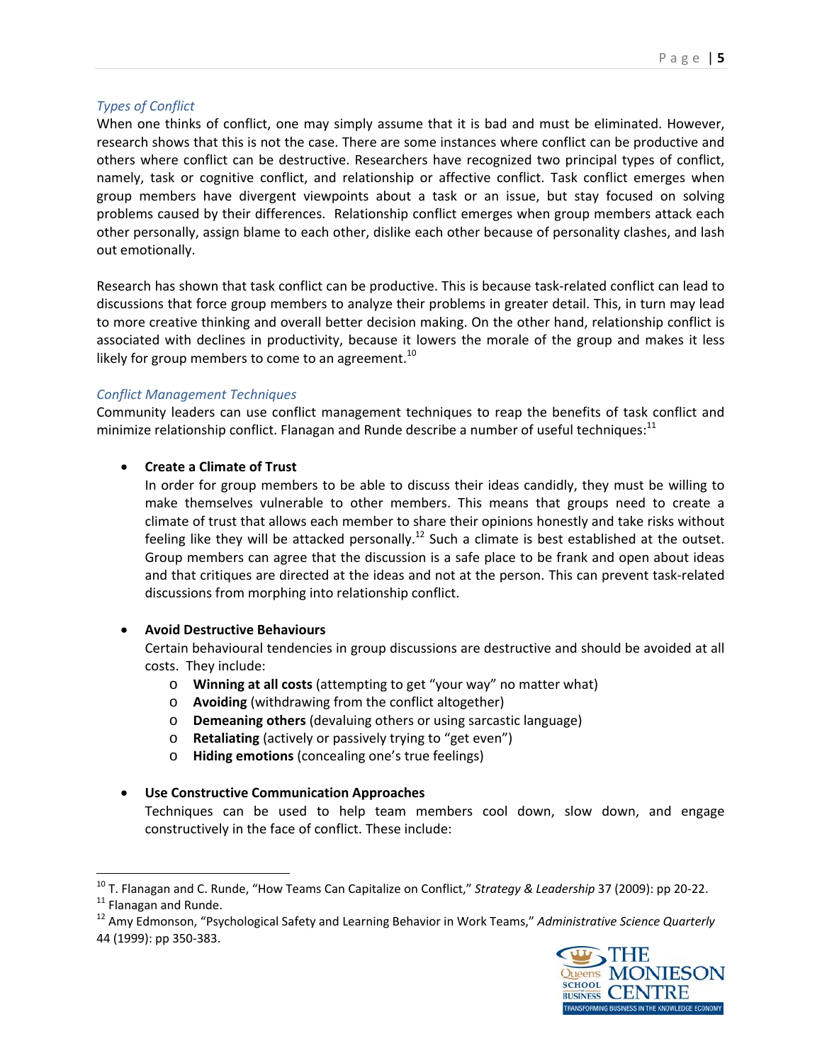*Types of Conflict*

When one thinks of conflict, one may simply assume that it is bad and must be eliminated. However, research shows that this is not the case. There are some instances where conflict can be productive and others where conflict can be destructive. Researchers have recognized two principal types of conflict, namely, task or cognitive conflict, and relationship or affective conflict. Task conflict emerges when group members have divergent viewpoints about a task or an issue, but stay focused on solving problems caused by their differences. Relationship conflict emerges when group members attack each other personally, assign blame to each other, dislike each other because of personality clashes, and lash out emotionally.

Research has shown that task conflict can be productive. This is because task-related conflict can lead to discussions that force group members to analyze their problems in greater detail. This, in turn may lead to more creative thinking and overall better decision making. On the other hand, relationship conflict is associated with declines in productivity, because it lowers the morale of the group and makes it less likely for group members to come to an agreement.[10]

*Conflict Management Techniques*

Community leaders can use conflict management techniques to reap the benefits of task conflict and minimize relationship conflict. Flanagan and Runde describe a number of useful techniques:[11]

- **Create a Climate of Trust**
  In order for group members to be able to discuss their ideas candidly, they must be willing to make themselves vulnerable to other members. This means that groups need to create a climate of trust that allows each member to share their opinions honestly and take risks without feeling like they will be attacked personally.[12] Such a climate is best established at the outset. Group members can agree that the discussion is a safe place to be frank and open about ideas and that critiques are directed at the ideas and not at the person. This can prevent task-related discussions from morphing into relationship conflict.

- **Avoid Destructive Behaviours**
  Certain behavioural tendencies in group discussions are destructive and should be avoided at all costs. They include:
  - **Winning at all costs** (attempting to get "your way" no matter what)
  - **Avoiding** (withdrawing from the conflict altogether)
  - **Demeaning others** (devaluing others or using sarcastic language)
  - **Retaliating** (actively or passively trying to "get even")
  - **Hiding emotions** (concealing one's true feelings)

- **Use Constructive Communication Approaches**
  Techniques can be used to help team members cool down, slow down, and engage constructively in the face of conflict. These include:

---

[10] T. Flanagan and C. Runde, "How Teams Can Capitalize on Conflict," *Strategy & Leadership* 37 (2009): pp 20-22.

[11] Flanagan and Runde.

[12] Amy Edmonson, "Psychological Safety and Learning Behavior in Work Teams," *Administrative Science Quarterly* 44 (1999): pp 350-383.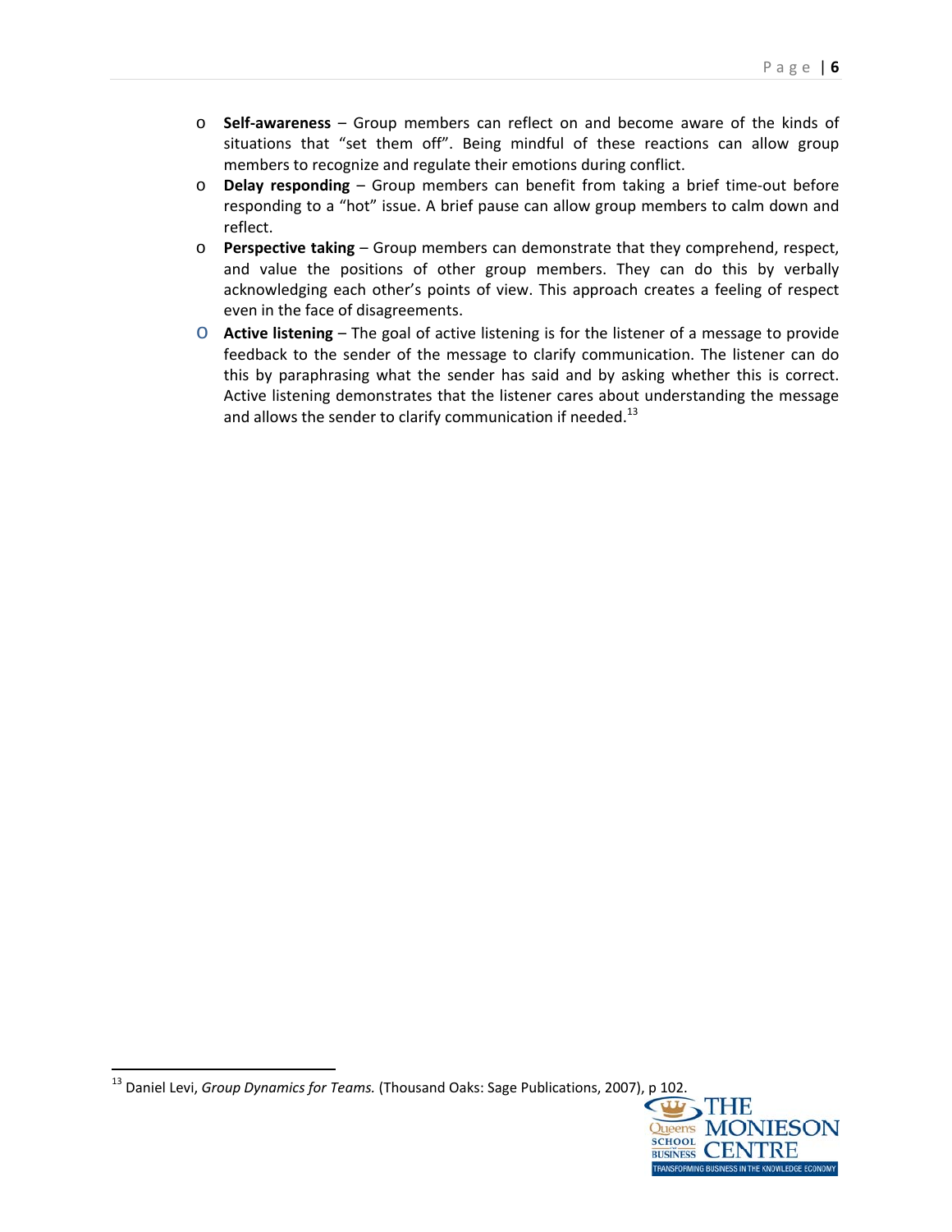- **Self-awareness** – Group members can reflect on and become aware of the kinds of situations that "set them off". Being mindful of these reactions can allow group members to recognize and regulate their emotions during conflict.
- **Delay responding** – Group members can benefit from taking a brief time-out before responding to a "hot" issue. A brief pause can allow group members to calm down and reflect.
- **Perspective taking** – Group members can demonstrate that they comprehend, respect, and value the positions of other group members. They can do this by verbally acknowledging each other's points of view. This approach creates a feeling of respect even in the face of disagreements.
- **Active listening** – The goal of active listening is for the listener of a message to provide feedback to the sender of the message to clarify communication. The listener can do this by paraphrasing what the sender has said and by asking whether this is correct. Active listening demonstrates that the listener cares about understanding the message and allows the sender to clarify communication if needed.[13]

---

[13] Daniel Levi, *Group Dynamics for Teams.* (Thousand Oaks: Sage Publications, 2007), p 102.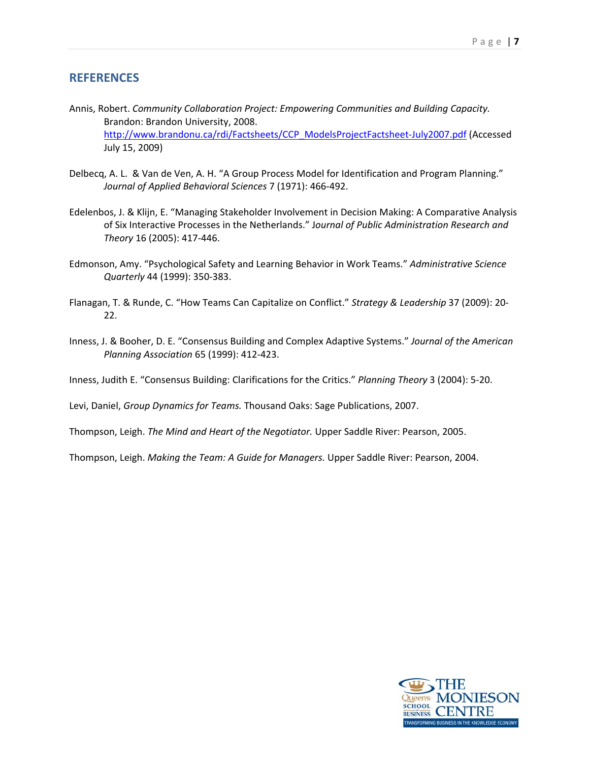## REFERENCES

Annis, Robert. *Community Collaboration Project: Empowering Communities and Building Capacity.* Brandon: Brandon University, 2008. http://www.brandonu.ca/rdi/Factsheets/CCP_ModelsProjectFactsheet-July2007.pdf (Accessed July 15, 2009)

Delbecq, A. L. & Van de Ven, A. H. "A Group Process Model for Identification and Program Planning." *Journal of Applied Behavioral Sciences* 7 (1971): 466-492.

Edelenbos, J. & Klijn, E. "Managing Stakeholder Involvement in Decision Making: A Comparative Analysis of Six Interactive Processes in the Netherlands." J*ournal of Public Administration Research and Theory* 16 (2005): 417-446.

Edmonson, Amy. "Psychological Safety and Learning Behavior in Work Teams." *Administrative Science Quarterly* 44 (1999): 350-383.

Flanagan, T. & Runde, C. "How Teams Can Capitalize on Conflict." *Strategy & Leadership* 37 (2009): 20-22.

Inness, J. & Booher, D. E. "Consensus Building and Complex Adaptive Systems." *Journal of the American Planning Association* 65 (1999): 412-423.

Inness, Judith E. "Consensus Building: Clarifications for the Critics." *Planning Theory* 3 (2004): 5-20.

Levi, Daniel, *Group Dynamics for Teams.* Thousand Oaks: Sage Publications, 2007.

Thompson, Leigh. *The Mind and Heart of the Negotiator.* Upper Saddle River: Pearson, 2005.

Thompson, Leigh. *Making the Team: A Guide for Managers.* Upper Saddle River: Pearson, 2004.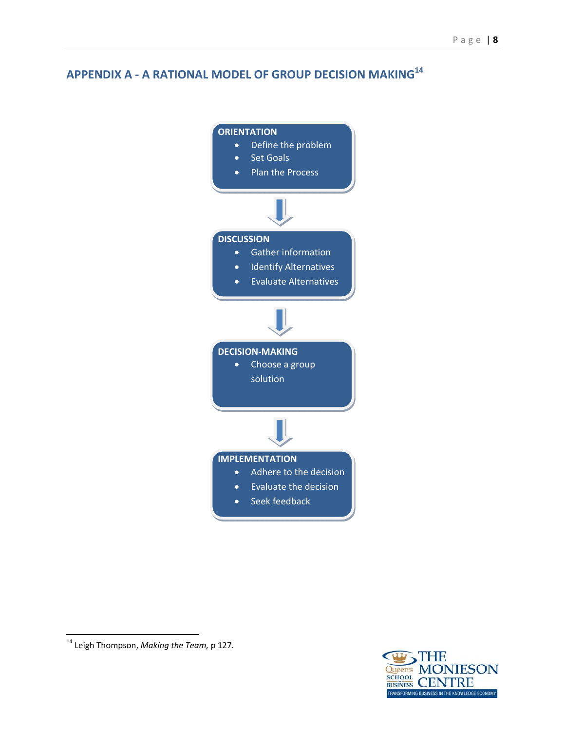## APPENDIX A - A RATIONAL MODEL OF GROUP DECISION MAKING[14]

**ORIENTATION**

- Define the problem
- Set Goals
- Plan the Process

**DISCUSSION**

- Gather information
- Identify Alternatives
- Evaluate Alternatives

**DECISION-MAKING**

- Choose a group solution

**IMPLEMENTATION**

- Adhere to the decision
- Evaluate the decision
- Seek feedback

---

[14] Leigh Thompson, *Making the Team,* p 127.